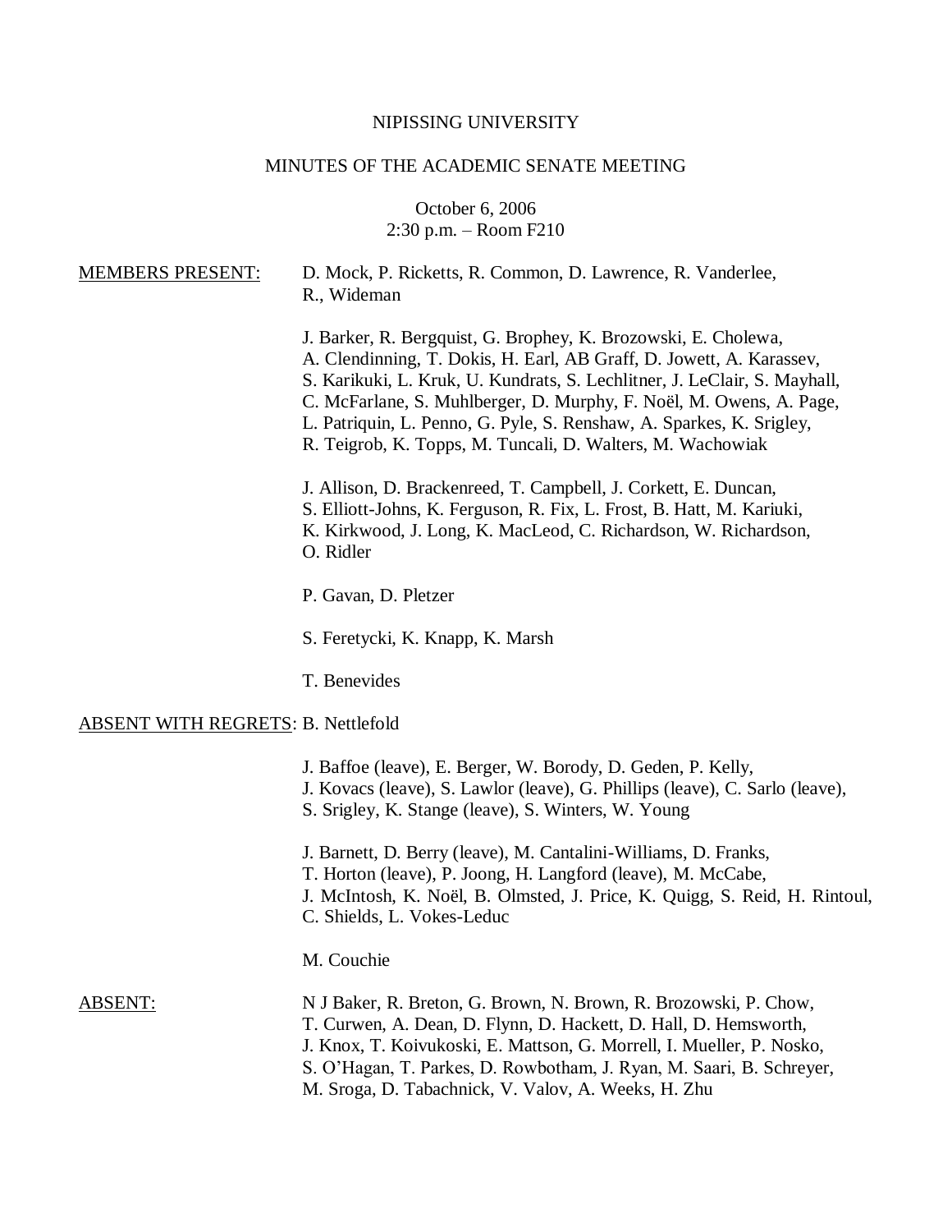NIPISSING UNIVERSITY

MINUTES OF THE ACADEMIC SENATE MEETING

October 6, 2006
2:30 p.m. – Room F210

<u>MEMBERS PRESENT:</u>

D. Mock, P. Ricketts, R. Common, D. Lawrence, R. Vanderlee, R., Wideman

J. Barker, R. Bergquist, G. Brophey, K. Brozowski, E. Cholewa, A. Clendinning, T. Dokis, H. Earl, AB Graff, D. Jowett, A. Karassev, S. Karikuki, L. Kruk, U. Kundrats, S. Lechlitner, J. LeClair, S. Mayhall, C. McFarlane, S. Muhlberger, D. Murphy, F. Noël, M. Owens, A. Page, L. Patriquin, L. Penno, G. Pyle, S. Renshaw, A. Sparkes, K. Srigley, R. Teigrob, K. Topps, M. Tuncali, D. Walters, M. Wachowiak

J. Allison, D. Brackenreed, T. Campbell, J. Corkett, E. Duncan, S. Elliott-Johns, K. Ferguson, R. Fix, L. Frost, B. Hatt, M. Kariuki, K. Kirkwood, J. Long, K. MacLeod, C. Richardson, W. Richardson, O. Ridler

P. Gavan, D. Pletzer

S. Feretycki, K. Knapp, K. Marsh

T. Benevides

<u>ABSENT WITH REGRETS</u>: B. Nettlefold

J. Baffoe (leave), E. Berger, W. Borody, D. Geden, P. Kelly, J. Kovacs (leave), S. Lawlor (leave), G. Phillips (leave), C. Sarlo (leave), S. Srigley, K. Stange (leave), S. Winters, W. Young

J. Barnett, D. Berry (leave), M. Cantalini-Williams, D. Franks, T. Horton (leave), P. Joong, H. Langford (leave), M. McCabe, J. McIntosh, K. Noël, B. Olmsted, J. Price, K. Quigg, S. Reid, H. Rintoul, C. Shields, L. Vokes-Leduc

M. Couchie

<u>ABSENT:</u>

N J Baker, R. Breton, G. Brown, N. Brown, R. Brozowski, P. Chow, T. Curwen, A. Dean, D. Flynn, D. Hackett, D. Hall, D. Hemsworth, J. Knox, T. Koivukoski, E. Mattson, G. Morrell, I. Mueller, P. Nosko, S. O'Hagan, T. Parkes, D. Rowbotham, J. Ryan, M. Saari, B. Schreyer, M. Sroga, D. Tabachnick, V. Valov, A. Weeks, H. Zhu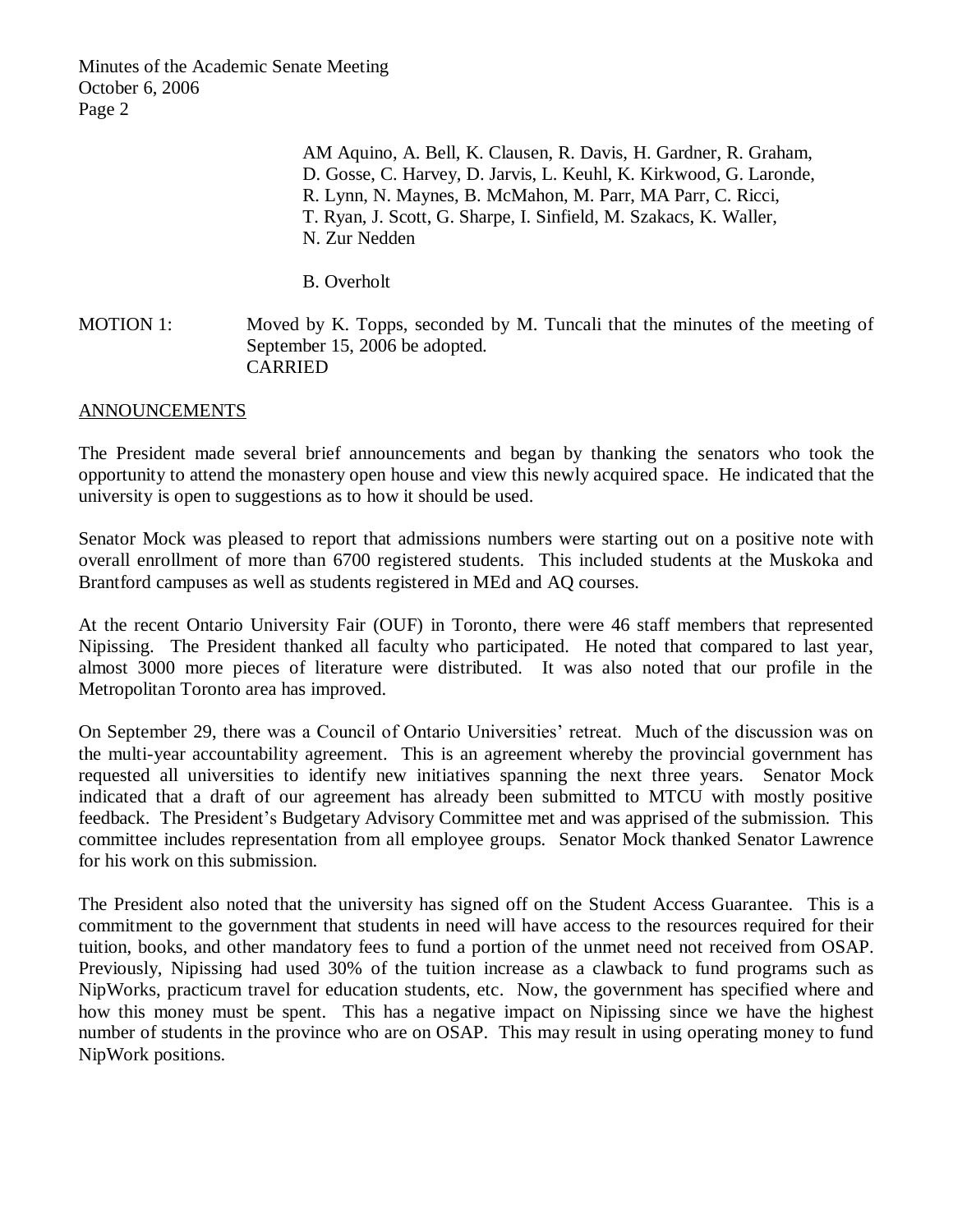AM Aquino, A. Bell, K. Clausen, R. Davis, H. Gardner, R. Graham, D. Gosse, C. Harvey, D. Jarvis, L. Keuhl, K. Kirkwood, G. Laronde, R. Lynn, N. Maynes, B. McMahon, M. Parr, MA Parr, C. Ricci, T. Ryan, J. Scott, G. Sharpe, I. Sinfield, M. Szakacs, K. Waller, N. Zur Nedden

B. Overholt

MOTION 1: Moved by K. Topps, seconded by M. Tuncali that the minutes of the meeting of September 15, 2006 be adopted.
CARRIED

ANNOUNCEMENTS

The President made several brief announcements and began by thanking the senators who took the opportunity to attend the monastery open house and view this newly acquired space. He indicated that the university is open to suggestions as to how it should be used.

Senator Mock was pleased to report that admissions numbers were starting out on a positive note with overall enrollment of more than 6700 registered students. This included students at the Muskoka and Brantford campuses as well as students registered in MEd and AQ courses.

At the recent Ontario University Fair (OUF) in Toronto, there were 46 staff members that represented Nipissing. The President thanked all faculty who participated. He noted that compared to last year, almost 3000 more pieces of literature were distributed. It was also noted that our profile in the Metropolitan Toronto area has improved.

On September 29, there was a Council of Ontario Universities' retreat. Much of the discussion was on the multi-year accountability agreement. This is an agreement whereby the provincial government has requested all universities to identify new initiatives spanning the next three years. Senator Mock indicated that a draft of our agreement has already been submitted to MTCU with mostly positive feedback. The President's Budgetary Advisory Committee met and was apprised of the submission. This committee includes representation from all employee groups. Senator Mock thanked Senator Lawrence for his work on this submission.

The President also noted that the university has signed off on the Student Access Guarantee. This is a commitment to the government that students in need will have access to the resources required for their tuition, books, and other mandatory fees to fund a portion of the unmet need not received from OSAP. Previously, Nipissing had used 30% of the tuition increase as a clawback to fund programs such as NipWorks, practicum travel for education students, etc. Now, the government has specified where and how this money must be spent. This has a negative impact on Nipissing since we have the highest number of students in the province who are on OSAP. This may result in using operating money to fund NipWork positions.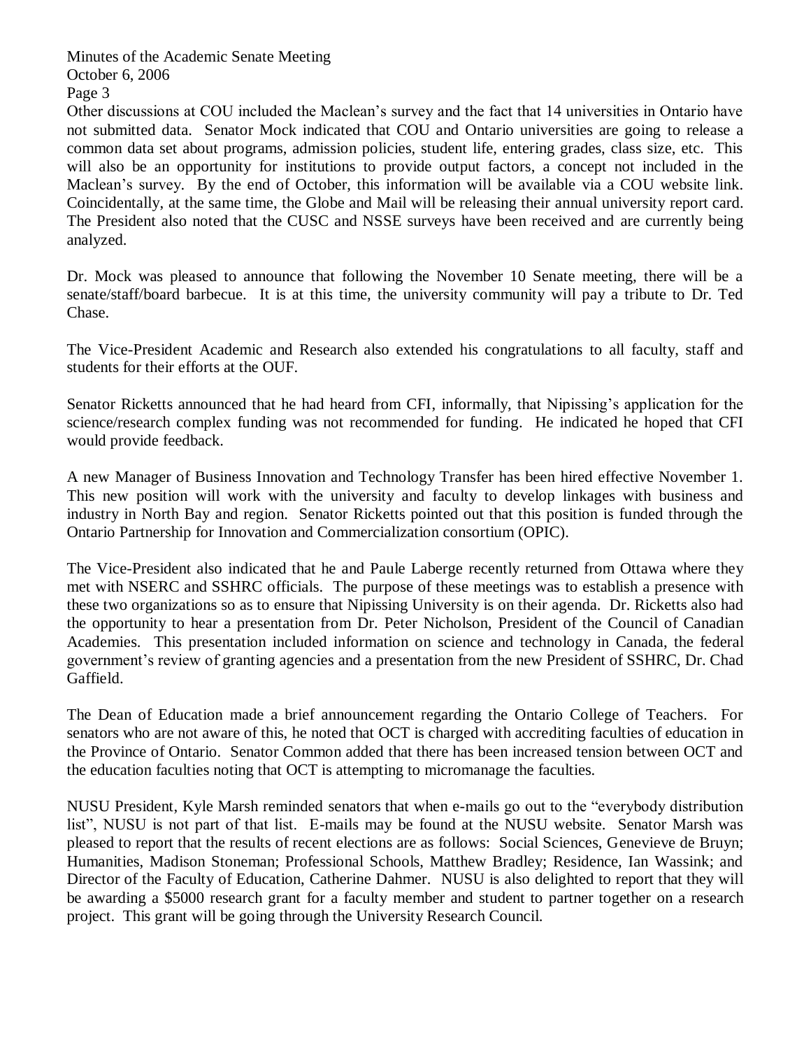Other discussions at COU included the Maclean's survey and the fact that 14 universities in Ontario have not submitted data. Senator Mock indicated that COU and Ontario universities are going to release a common data set about programs, admission policies, student life, entering grades, class size, etc. This will also be an opportunity for institutions to provide output factors, a concept not included in the Maclean's survey. By the end of October, this information will be available via a COU website link. Coincidentally, at the same time, the Globe and Mail will be releasing their annual university report card. The President also noted that the CUSC and NSSE surveys have been received and are currently being analyzed.

Dr. Mock was pleased to announce that following the November 10 Senate meeting, there will be a senate/staff/board barbecue. It is at this time, the university community will pay a tribute to Dr. Ted Chase.

The Vice-President Academic and Research also extended his congratulations to all faculty, staff and students for their efforts at the OUF.

Senator Ricketts announced that he had heard from CFI, informally, that Nipissing's application for the science/research complex funding was not recommended for funding. He indicated he hoped that CFI would provide feedback.

A new Manager of Business Innovation and Technology Transfer has been hired effective November 1. This new position will work with the university and faculty to develop linkages with business and industry in North Bay and region. Senator Ricketts pointed out that this position is funded through the Ontario Partnership for Innovation and Commercialization consortium (OPIC).

The Vice-President also indicated that he and Paule Laberge recently returned from Ottawa where they met with NSERC and SSHRC officials. The purpose of these meetings was to establish a presence with these two organizations so as to ensure that Nipissing University is on their agenda. Dr. Ricketts also had the opportunity to hear a presentation from Dr. Peter Nicholson, President of the Council of Canadian Academies. This presentation included information on science and technology in Canada, the federal government's review of granting agencies and a presentation from the new President of SSHRC, Dr. Chad Gaffield.

The Dean of Education made a brief announcement regarding the Ontario College of Teachers. For senators who are not aware of this, he noted that OCT is charged with accrediting faculties of education in the Province of Ontario. Senator Common added that there has been increased tension between OCT and the education faculties noting that OCT is attempting to micromanage the faculties.

NUSU President, Kyle Marsh reminded senators that when e-mails go out to the "everybody distribution list", NUSU is not part of that list. E-mails may be found at the NUSU website. Senator Marsh was pleased to report that the results of recent elections are as follows: Social Sciences, Genevieve de Bruyn; Humanities, Madison Stoneman; Professional Schools, Matthew Bradley; Residence, Ian Wassink; and Director of the Faculty of Education, Catherine Dahmer. NUSU is also delighted to report that they will be awarding a $5000 research grant for a faculty member and student to partner together on a research project. This grant will be going through the University Research Council.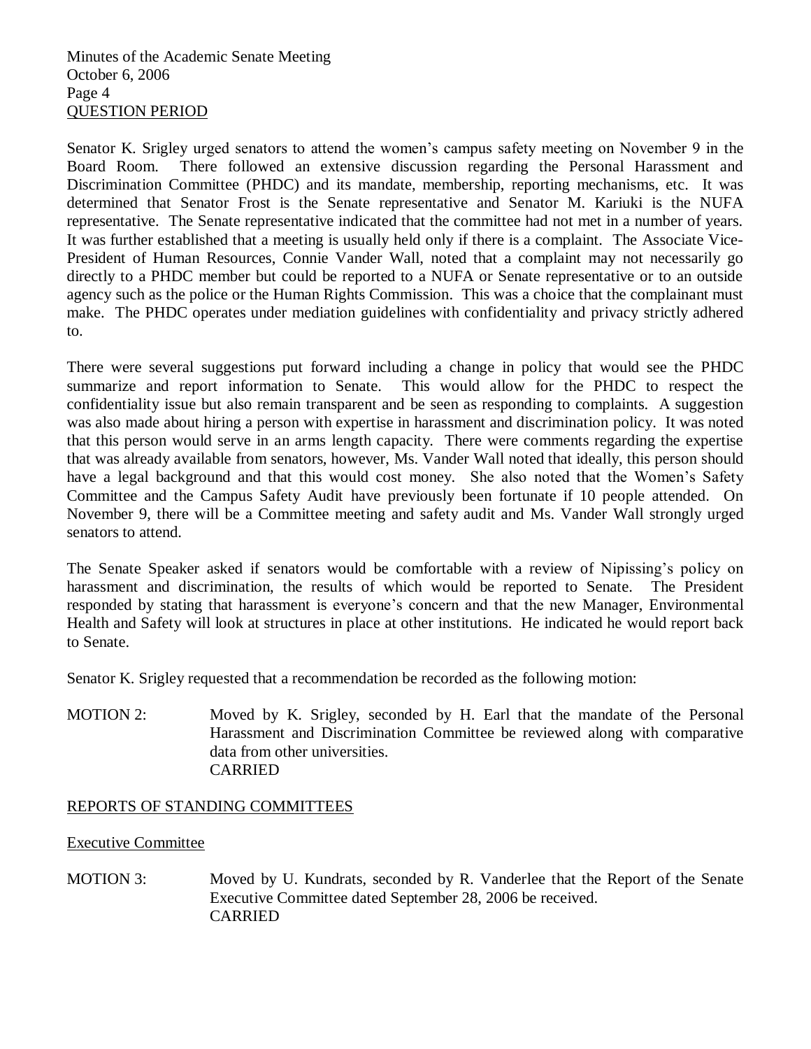## QUESTION PERIOD

Senator K. Srigley urged senators to attend the women's campus safety meeting on November 9 in the Board Room. There followed an extensive discussion regarding the Personal Harassment and Discrimination Committee (PHDC) and its mandate, membership, reporting mechanisms, etc. It was determined that Senator Frost is the Senate representative and Senator M. Kariuki is the NUFA representative. The Senate representative indicated that the committee had not met in a number of years. It was further established that a meeting is usually held only if there is a complaint. The Associate Vice-President of Human Resources, Connie Vander Wall, noted that a complaint may not necessarily go directly to a PHDC member but could be reported to a NUFA or Senate representative or to an outside agency such as the police or the Human Rights Commission. This was a choice that the complainant must make. The PHDC operates under mediation guidelines with confidentiality and privacy strictly adhered to.

There were several suggestions put forward including a change in policy that would see the PHDC summarize and report information to Senate. This would allow for the PHDC to respect the confidentiality issue but also remain transparent and be seen as responding to complaints. A suggestion was also made about hiring a person with expertise in harassment and discrimination policy. It was noted that this person would serve in an arms length capacity. There were comments regarding the expertise that was already available from senators, however, Ms. Vander Wall noted that ideally, this person should have a legal background and that this would cost money. She also noted that the Women's Safety Committee and the Campus Safety Audit have previously been fortunate if 10 people attended. On November 9, there will be a Committee meeting and safety audit and Ms. Vander Wall strongly urged senators to attend.

The Senate Speaker asked if senators would be comfortable with a review of Nipissing's policy on harassment and discrimination, the results of which would be reported to Senate. The President responded by stating that harassment is everyone's concern and that the new Manager, Environmental Health and Safety will look at structures in place at other institutions. He indicated he would report back to Senate.

Senator K. Srigley requested that a recommendation be recorded as the following motion:

MOTION 2: Moved by K. Srigley, seconded by H. Earl that the mandate of the Personal Harassment and Discrimination Committee be reviewed along with comparative data from other universities.
CARRIED

## REPORTS OF STANDING COMMITTEES

### Executive Committee

MOTION 3: Moved by U. Kundrats, seconded by R. Vanderlee that the Report of the Senate Executive Committee dated September 28, 2006 be received.
CARRIED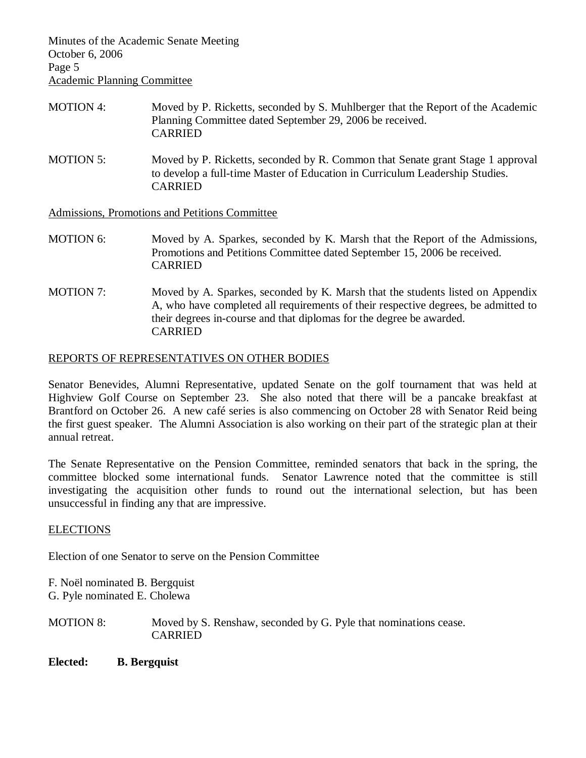Academic Planning Committee

MOTION 4: Moved by P. Ricketts, seconded by S. Muhlberger that the Report of the Academic Planning Committee dated September 29, 2006 be received.
CARRIED

MOTION 5: Moved by P. Ricketts, seconded by R. Common that Senate grant Stage 1 approval to develop a full-time Master of Education in Curriculum Leadership Studies.
CARRIED

Admissions, Promotions and Petitions Committee

MOTION 6: Moved by A. Sparkes, seconded by K. Marsh that the Report of the Admissions, Promotions and Petitions Committee dated September 15, 2006 be received.
CARRIED

MOTION 7: Moved by A. Sparkes, seconded by K. Marsh that the students listed on Appendix A, who have completed all requirements of their respective degrees, be admitted to their degrees in-course and that diplomas for the degree be awarded.
CARRIED

REPORTS OF REPRESENTATIVES ON OTHER BODIES

Senator Benevides, Alumni Representative, updated Senate on the golf tournament that was held at Highview Golf Course on September 23. She also noted that there will be a pancake breakfast at Brantford on October 26. A new café series is also commencing on October 28 with Senator Reid being the first guest speaker. The Alumni Association is also working on their part of the strategic plan at their annual retreat.

The Senate Representative on the Pension Committee, reminded senators that back in the spring, the committee blocked some international funds. Senator Lawrence noted that the committee is still investigating the acquisition other funds to round out the international selection, but has been unsuccessful in finding any that are impressive.

ELECTIONS

Election of one Senator to serve on the Pension Committee

F. Noël nominated B. Bergquist
G. Pyle nominated E. Cholewa

MOTION 8: Moved by S. Renshaw, seconded by G. Pyle that nominations cease.
CARRIED

**Elected: B. Bergquist**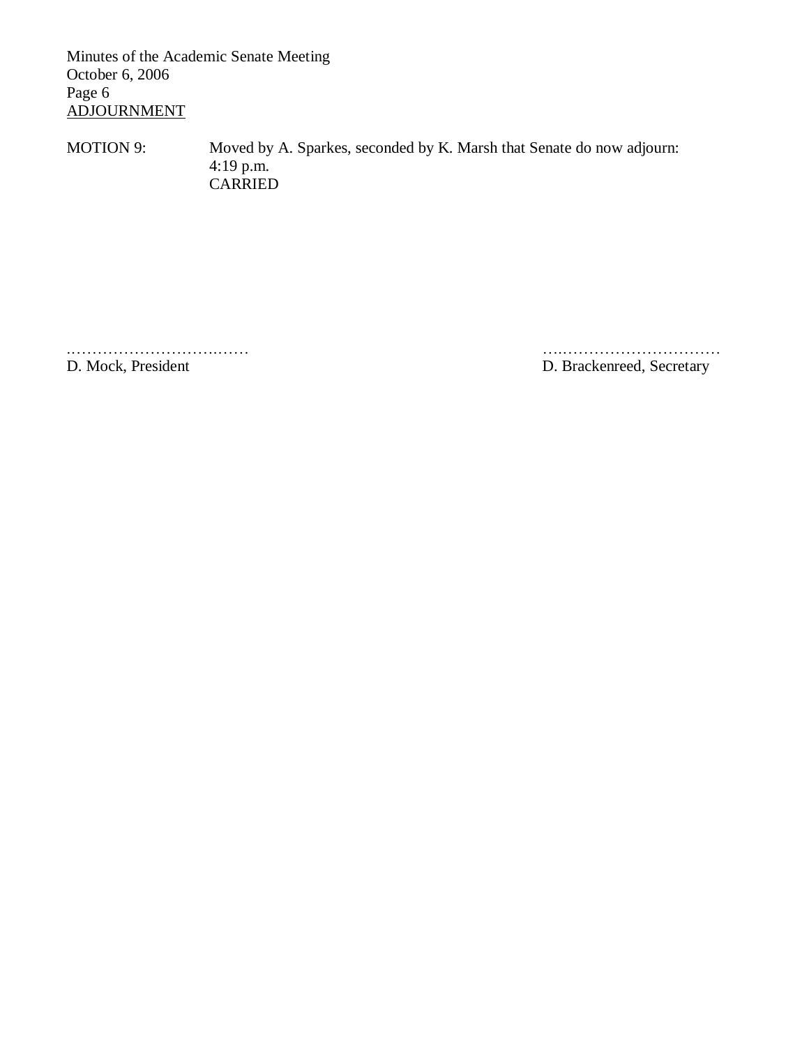## ADJOURNMENT

MOTION 9: Moved by A. Sparkes, seconded by K. Marsh that Senate do now adjourn: 4:19 p.m.
CARRIED

……………………………… ……………………………

D. Mock, President D. Brackenreed, Secretary